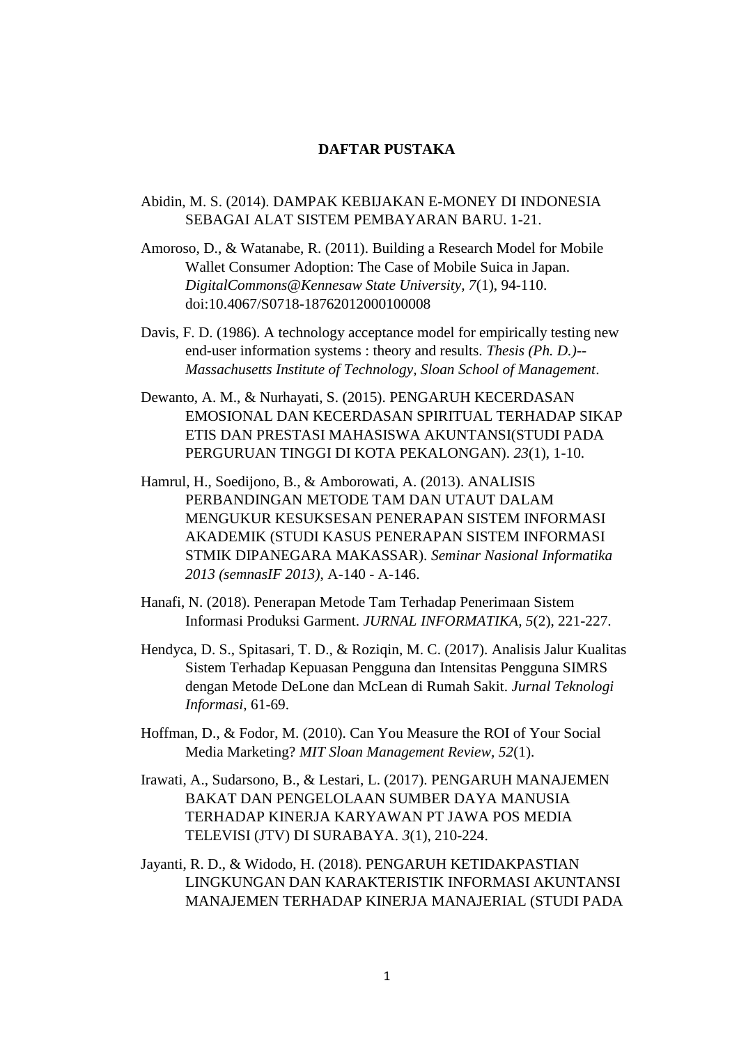# DAFTAR PUSTAKA

Abidin, M. S. (2014). DAMPAK KEBIJAKAN E-MONEY DI INDONESIA SEBAGAI ALAT SISTEM PEMBAYARAN BARU. 1-21.

Amoroso, D., & Watanabe, R. (2011). Building a Research Model for Mobile Wallet Consumer Adoption: The Case of Mobile Suica in Japan. *DigitalCommons@Kennesaw State University, 7*(1), 94-110. doi:10.4067/S0718-18762012000100008

Davis, F. D. (1986). A technology acceptance model for empirically testing new end-user information systems : theory and results. *Thesis (Ph. D.)--Massachusetts Institute of Technology, Sloan School of Management*.

Dewanto, A. M., & Nurhayati, S. (2015). PENGARUH KECERDASAN EMOSIONAL DAN KECERDASAN SPIRITUAL TERHADAP SIKAP ETIS DAN PRESTASI MAHASISWA AKUNTANSI(STUDI PADA PERGURUAN TINGGI DI KOTA PEKALONGAN). *23*(1), 1-10.

Hamrul, H., Soedijono, B., & Amborowati, A. (2013). ANALISIS PERBANDINGAN METODE TAM DAN UTAUT DALAM MENGUKUR KESUKSESAN PENERAPAN SISTEM INFORMASI AKADEMIK (STUDI KASUS PENERAPAN SISTEM INFORMASI STMIK DIPANEGARA MAKASSAR). *Seminar Nasional Informatika 2013 (semnasIF 2013)*, A-140 - A-146.

Hanafi, N. (2018). Penerapan Metode Tam Terhadap Penerimaan Sistem Informasi Produksi Garment. *JURNAL INFORMATIKA, 5*(2), 221-227.

Hendyca, D. S., Spitasari, T. D., & Roziqin, M. C. (2017). Analisis Jalur Kualitas Sistem Terhadap Kepuasan Pengguna dan Intensitas Pengguna SIMRS dengan Metode DeLone dan McLean di Rumah Sakit. *Jurnal Teknologi Informasi*, 61-69.

Hoffman, D., & Fodor, M. (2010). Can You Measure the ROI of Your Social Media Marketing? *MIT Sloan Management Review, 52*(1).

Irawati, A., Sudarsono, B., & Lestari, L. (2017). PENGARUH MANAJEMEN BAKAT DAN PENGELOLAAN SUMBER DAYA MANUSIA TERHADAP KINERJA KARYAWAN PT JAWA POS MEDIA TELEVISI (JTV) DI SURABAYA. *3*(1), 210-224.

Jayanti, R. D., & Widodo, H. (2018). PENGARUH KETIDAKPASTIAN LINGKUNGAN DAN KARAKTERISTIK INFORMASI AKUNTANSI MANAJEMEN TERHADAP KINERJA MANAJERIAL (STUDI PADA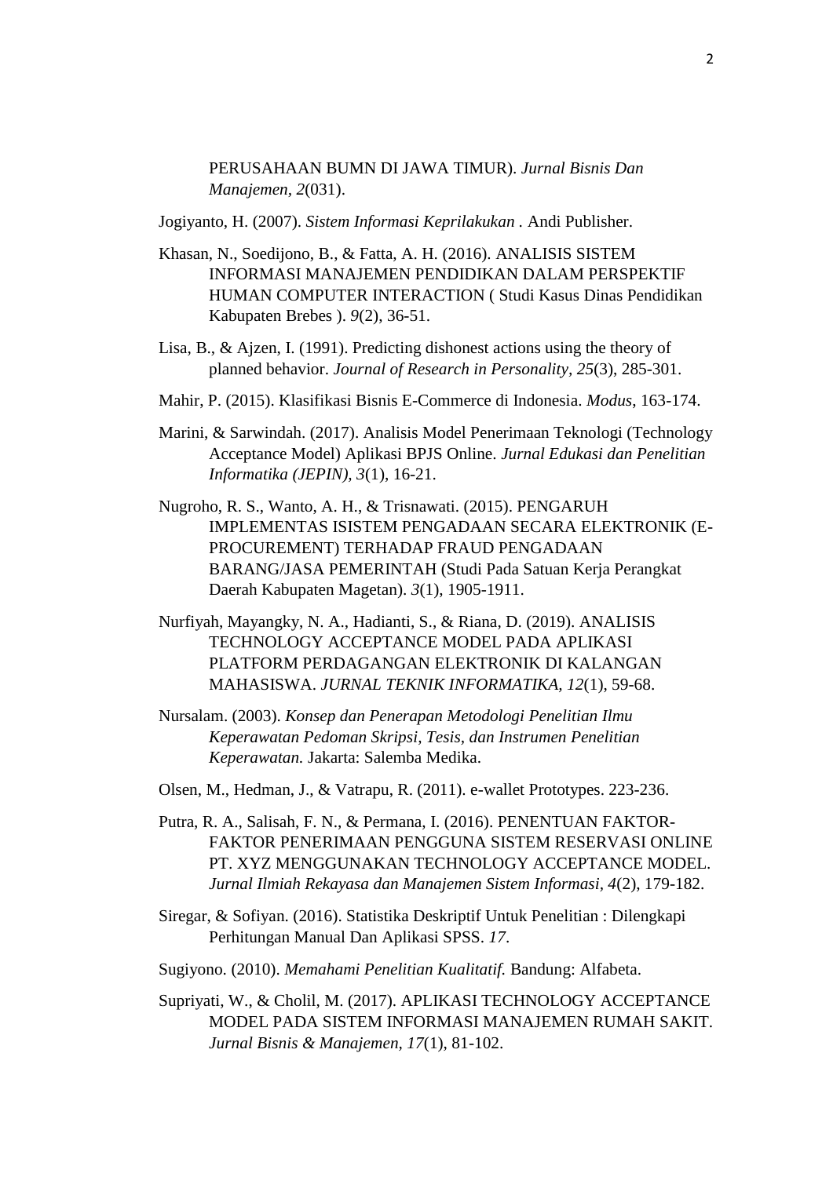PERUSAHAAN BUMN DI JAWA TIMUR). *Jurnal Bisnis Dan Manajemen, 2*(031).

Jogiyanto, H. (2007). *Sistem Informasi Keprilakukan* . Andi Publisher.

Khasan, N., Soedijono, B., & Fatta, A. H. (2016). ANALISIS SISTEM INFORMASI MANAJEMEN PENDIDIKAN DALAM PERSPEKTIF HUMAN COMPUTER INTERACTION ( Studi Kasus Dinas Pendidikan Kabupaten Brebes ). *9*(2), 36-51.

Lisa, B., & Ajzen, I. (1991). Predicting dishonest actions using the theory of planned behavior. *Journal of Research in Personality, 25*(3), 285-301.

Mahir, P. (2015). Klasifikasi Bisnis E-Commerce di Indonesia. *Modus*, 163-174.

Marini, & Sarwindah. (2017). Analisis Model Penerimaan Teknologi (Technology Acceptance Model) Aplikasi BPJS Online. *Jurnal Edukasi dan Penelitian Informatika (JEPIN), 3*(1), 16-21.

Nugroho, R. S., Wanto, A. H., & Trisnawati. (2015). PENGARUH IMPLEMENTAS ISISTEM PENGADAAN SECARA ELEKTRONIK (E-PROCUREMENT) TERHADAP FRAUD PENGADAAN BARANG/JASA PEMERINTAH (Studi Pada Satuan Kerja Perangkat Daerah Kabupaten Magetan). *3*(1), 1905-1911.

Nurfiyah, Mayangky, N. A., Hadianti, S., & Riana, D. (2019). ANALISIS TECHNOLOGY ACCEPTANCE MODEL PADA APLIKASI PLATFORM PERDAGANGAN ELEKTRONIK DI KALANGAN MAHASISWA. *JURNAL TEKNIK INFORMATIKA, 12*(1), 59-68.

Nursalam. (2003). *Konsep dan Penerapan Metodologi Penelitian Ilmu Keperawatan Pedoman Skripsi, Tesis, dan Instrumen Penelitian Keperawatan.* Jakarta: Salemba Medika.

Olsen, M., Hedman, J., & Vatrapu, R. (2011). e-wallet Prototypes. 223-236.

Putra, R. A., Salisah, F. N., & Permana, I. (2016). PENENTUAN FAKTOR-FAKTOR PENERIMAAN PENGGUNA SISTEM RESERVASI ONLINE PT. XYZ MENGGUNAKAN TECHNOLOGY ACCEPTANCE MODEL. *Jurnal Ilmiah Rekayasa dan Manajemen Sistem Informasi, 4*(2), 179-182.

Siregar, & Sofiyan. (2016). Statistika Deskriptif Untuk Penelitian : Dilengkapi Perhitungan Manual Dan Aplikasi SPSS. *17*.

Sugiyono. (2010). *Memahami Penelitian Kualitatif.* Bandung: Alfabeta.

Supriyati, W., & Cholil, M. (2017). APLIKASI TECHNOLOGY ACCEPTANCE MODEL PADA SISTEM INFORMASI MANAJEMEN RUMAH SAKIT. *Jurnal Bisnis & Manajemen, 17*(1), 81-102.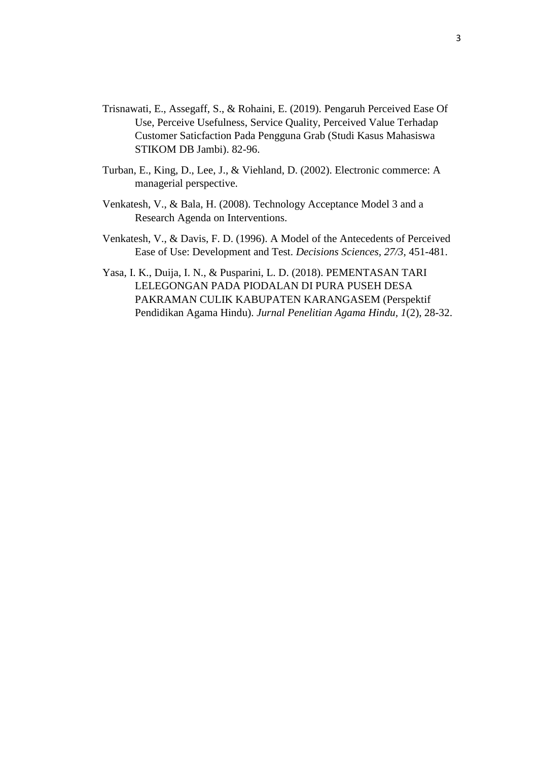Trisnawati, E., Assegaff, S., & Rohaini, E. (2019). Pengaruh Perceived Ease Of Use, Perceive Usefulness, Service Quality, Perceived Value Terhadap Customer Saticfaction Pada Pengguna Grab (Studi Kasus Mahasiswa STIKOM DB Jambi). 82-96.

Turban, E., King, D., Lee, J., & Viehland, D. (2002). Electronic commerce: A managerial perspective.

Venkatesh, V., & Bala, H. (2008). Technology Acceptance Model 3 and a Research Agenda on Interventions.

Venkatesh, V., & Davis, F. D. (1996). A Model of the Antecedents of Perceived Ease of Use: Development and Test. *Decisions Sciences, 27/3*, 451-481.

Yasa, I. K., Duija, I. N., & Pusparini, L. D. (2018). PEMENTASAN TARI LELEGONGAN PADA PIODALAN DI PURA PUSEH DESA PAKRAMAN CULIK KABUPATEN KARANGASEM (Perspektif Pendidikan Agama Hindu). *Jurnal Penelitian Agama Hindu, 1*(2), 28-32.